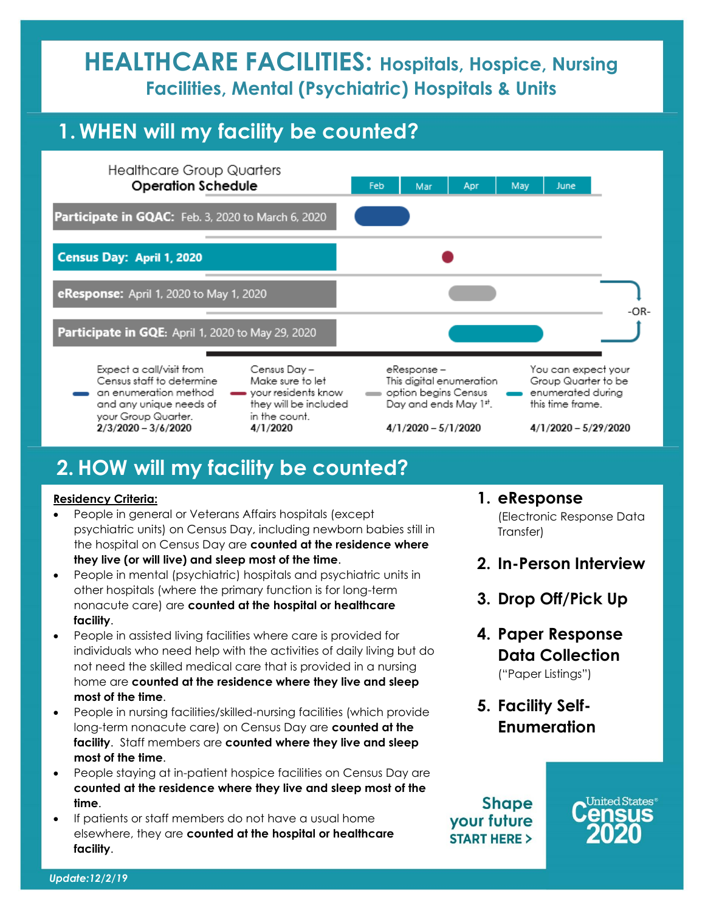# HEALTHCARE FACILITIES: Hospitals, Hospice, Nursing Facilities, Mental (Psychiatric) Hospitals & Units

## 1. WHEN will my facility be counted?

Healthcare Group Quarters **Operation Schedule**

| | Feb | Mar | Apr | May | June |
|---|---|---|---|---|---|
| **Participate in GQAC:** Feb. 3, 2020 to March 6, 2020 | | | | | |
| **Census Day: April 1, 2020** | | | | | |
| **eResponse:** April 1, 2020 to May 1, 2020 | | | | | |
| **Participate in GQE:** April 1, 2020 to May 29, 2020 | | | | | |

eResponse -OR- GQE

- Expect a call/visit from Census staff to determine an enumeration method and any unique needs of your Group Quarter. **2/3/2020 – 3/6/2020**
- Census Day – Make sure to let your residents know they will be included in the count. **4/1/2020**
- eResponse – This digital enumeration option begins Census Day and ends May 1st. **4/1/2020 – 5/1/2020**
- You can expect your Group Quarter to be enumerated during this time frame. **4/1/2020 – 5/29/2020**

## 2. HOW will my facility be counted?

**Residency Criteria:**

- People in general or Veterans Affairs hospitals (except psychiatric units) on Census Day, including newborn babies still in the hospital on Census Day are **counted at the residence where they live (or will live) and sleep most of the time**.
- People in mental (psychiatric) hospitals and psychiatric units in other hospitals (where the primary function is for long-term nonacute care) are **counted at the hospital or healthcare facility**.
- People in assisted living facilities where care is provided for individuals who need help with the activities of daily living but do not need the skilled medical care that is provided in a nursing home are **counted at the residence where they live and sleep most of the time**.
- People in nursing facilities/skilled-nursing facilities (which provide long-term nonacute care) on Census Day are **counted at the facility**. Staff members are **counted where they live and sleep most of the time**.
- People staying at in-patient hospice facilities on Census Day are **counted at the residence where they live and sleep most of the time**.
- If patients or staff members do not have a usual home elsewhere, they are **counted at the hospital or healthcare facility**.

1. **eResponse** (Electronic Response Data Transfer)
2. **In-Person Interview**
3. **Drop Off/Pick Up**
4. **Paper Response Data Collection** ("Paper Listings")
5. **Facility Self-Enumeration**

Shape your future START HERE >

United States Census 2020

*Update:12/2/19*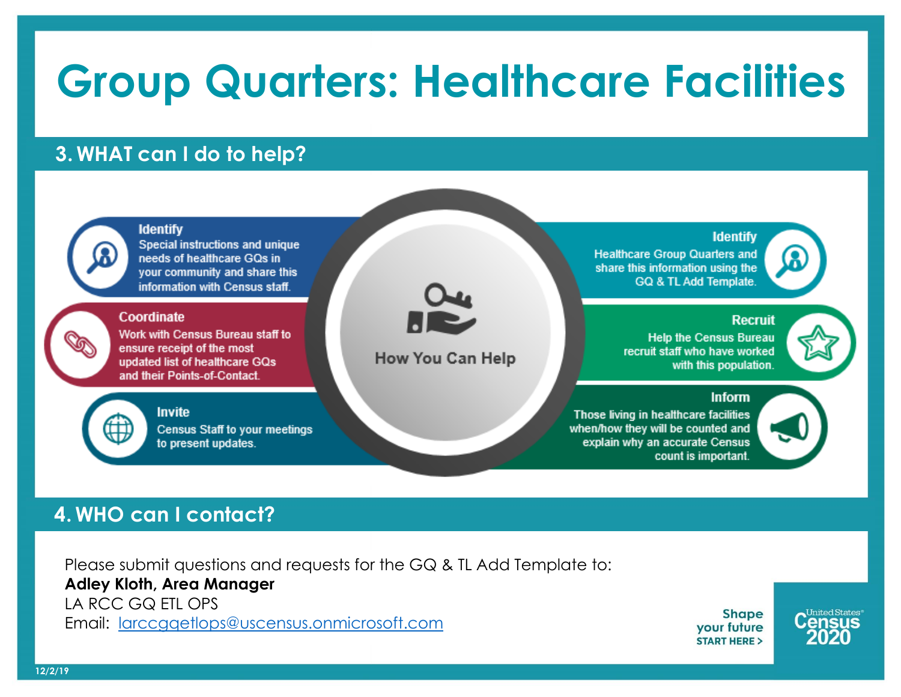# Group Quarters: Healthcare Facilities

## 3. WHAT can I do to help?

How You Can Help

**Identify**
Special instructions and unique needs of healthcare GQs in your community and share this information with Census staff.

**Coordinate**
Work with Census Bureau staff to ensure receipt of the most updated list of healthcare GQs and their Points-of-Contact.

**Invite**
Census Staff to your meetings to present updates.

**Identify**
Healthcare Group Quarters and share this information using the GQ & TL Add Template.

**Recruit**
Help the Census Bureau recruit staff who have worked with this population.

**Inform**
Those living in healthcare facilities when/how they will be counted and explain why an accurate Census count is important.

## 4. WHO can I contact?

Please submit questions and requests for the GQ & TL Add Template to:
**Adley Kloth, Area Manager**
LA RCC GQ ETL OPS
Email: [larccgqetlops@uscensus.onmicrosoft.com](mailto:larccgqetlops@uscensus.onmicrosoft.com)

Shape your future START HERE >

United States Census 2020

12/2/19